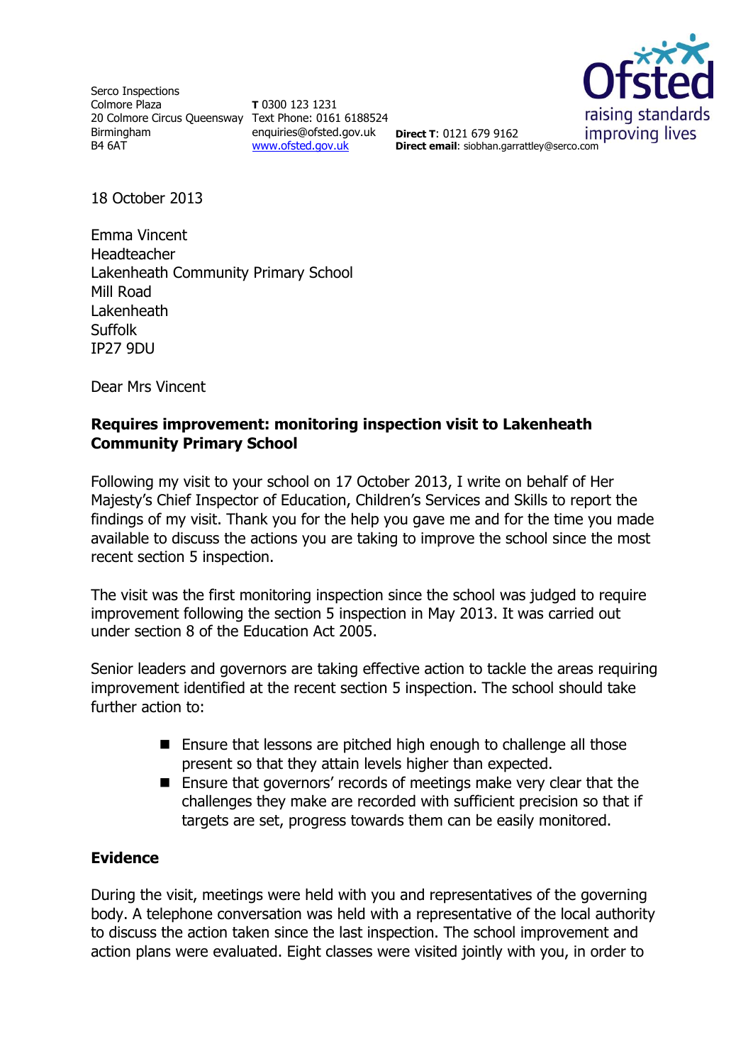Serco Inspections
Colmore Plaza
20 Colmore Circus Queensway
Birmingham
B4 6AT

**T** 0300 123 1231
Text Phone: 0161 6188524
enquiries@ofsted.gov.uk
www.ofsted.gov.uk

**Direct T**: 0121 679 9162
**Direct email**: siobhan.garrattley@serco.com

18 October 2013

Emma Vincent
Headteacher
Lakenheath Community Primary School
Mill Road
Lakenheath
Suffolk
IP27 9DU

Dear Mrs Vincent

**Requires improvement: monitoring inspection visit to Lakenheath Community Primary School**

Following my visit to your school on 17 October 2013, I write on behalf of Her Majesty's Chief Inspector of Education, Children's Services and Skills to report the findings of my visit. Thank you for the help you gave me and for the time you made available to discuss the actions you are taking to improve the school since the most recent section 5 inspection.

The visit was the first monitoring inspection since the school was judged to require improvement following the section 5 inspection in May 2013. It was carried out under section 8 of the Education Act 2005.

Senior leaders and governors are taking effective action to tackle the areas requiring improvement identified at the recent section 5 inspection. The school should take further action to:

- Ensure that lessons are pitched high enough to challenge all those present so that they attain levels higher than expected.
- Ensure that governors' records of meetings make very clear that the challenges they make are recorded with sufficient precision so that if targets are set, progress towards them can be easily monitored.

## Evidence

During the visit, meetings were held with you and representatives of the governing body. A telephone conversation was held with a representative of the local authority to discuss the action taken since the last inspection. The school improvement and action plans were evaluated. Eight classes were visited jointly with you, in order to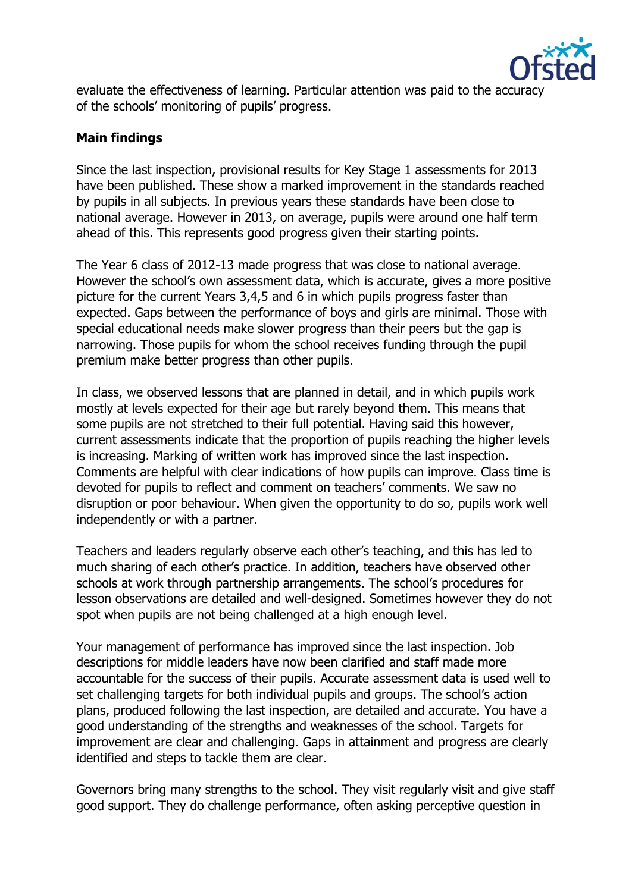evaluate the effectiveness of learning. Particular attention was paid to the accuracy of the schools' monitoring of pupils' progress.

**Main findings**

Since the last inspection, provisional results for Key Stage 1 assessments for 2013 have been published. These show a marked improvement in the standards reached by pupils in all subjects. In previous years these standards have been close to national average. However in 2013, on average, pupils were around one half term ahead of this. This represents good progress given their starting points.

The Year 6 class of 2012-13 made progress that was close to national average. However the school's own assessment data, which is accurate, gives a more positive picture for the current Years 3,4,5 and 6 in which pupils progress faster than expected. Gaps between the performance of boys and girls are minimal. Those with special educational needs make slower progress than their peers but the gap is narrowing. Those pupils for whom the school receives funding through the pupil premium make better progress than other pupils.

In class, we observed lessons that are planned in detail, and in which pupils work mostly at levels expected for their age but rarely beyond them. This means that some pupils are not stretched to their full potential. Having said this however, current assessments indicate that the proportion of pupils reaching the higher levels is increasing. Marking of written work has improved since the last inspection. Comments are helpful with clear indications of how pupils can improve. Class time is devoted for pupils to reflect and comment on teachers' comments. We saw no disruption or poor behaviour. When given the opportunity to do so, pupils work well independently or with a partner.

Teachers and leaders regularly observe each other's teaching, and this has led to much sharing of each other's practice. In addition, teachers have observed other schools at work through partnership arrangements. The school's procedures for lesson observations are detailed and well-designed. Sometimes however they do not spot when pupils are not being challenged at a high enough level.

Your management of performance has improved since the last inspection. Job descriptions for middle leaders have now been clarified and staff made more accountable for the success of their pupils. Accurate assessment data is used well to set challenging targets for both individual pupils and groups. The school's action plans, produced following the last inspection, are detailed and accurate. You have a good understanding of the strengths and weaknesses of the school. Targets for improvement are clear and challenging. Gaps in attainment and progress are clearly identified and steps to tackle them are clear.

Governors bring many strengths to the school. They visit regularly visit and give staff good support. They do challenge performance, often asking perceptive question in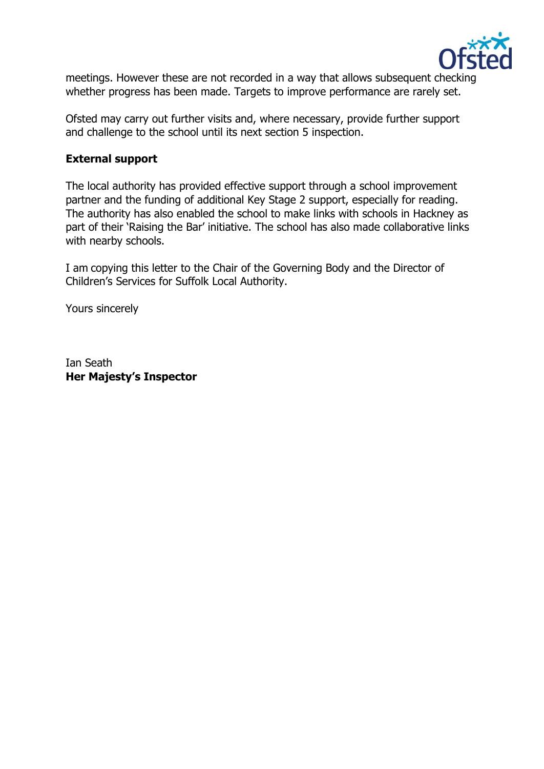meetings. However these are not recorded in a way that allows subsequent checking whether progress has been made. Targets to improve performance are rarely set.

Ofsted may carry out further visits and, where necessary, provide further support and challenge to the school until its next section 5 inspection.

**External support**

The local authority has provided effective support through a school improvement partner and the funding of additional Key Stage 2 support, especially for reading. The authority has also enabled the school to make links with schools in Hackney as part of their 'Raising the Bar' initiative. The school has also made collaborative links with nearby schools.

I am copying this letter to the Chair of the Governing Body and the Director of Children's Services for Suffolk Local Authority.

Yours sincerely

Ian Seath
**Her Majesty's Inspector**